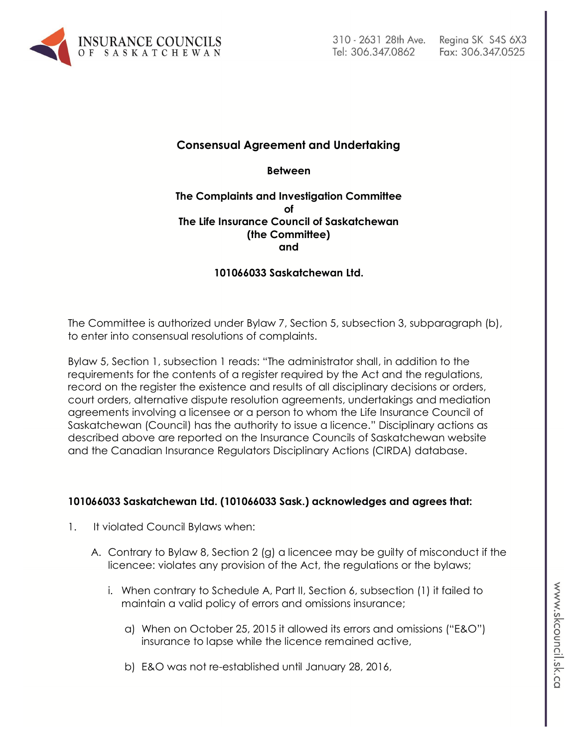**Consensual Agreement and Undertaking**

**Between**

**The Complaints and Investigation Committee**
**of**
**The Life Insurance Council of Saskatchewan**
**(the Committee)**
**and**

**101066033 Saskatchewan Ltd.**

The Committee is authorized under Bylaw 7, Section 5, subsection 3, subparagraph (b), to enter into consensual resolutions of complaints.

Bylaw 5, Section 1, subsection 1 reads: "The administrator shall, in addition to the requirements for the contents of a register required by the Act and the regulations, record on the register the existence and results of all disciplinary decisions or orders, court orders, alternative dispute resolution agreements, undertakings and mediation agreements involving a licensee or a person to whom the Life Insurance Council of Saskatchewan (Council) has the authority to issue a licence." Disciplinary actions as described above are reported on the Insurance Councils of Saskatchewan website and the Canadian Insurance Regulators Disciplinary Actions (CIRDA) database.

**101066033 Saskatchewan Ltd. (101066033 Sask.) acknowledges and agrees that:**

1. It violated Council Bylaws when:

   A. Contrary to Bylaw 8, Section 2 (g) a licencee may be guilty of misconduct if the licencee: violates any provision of the Act, the regulations or the bylaws;

      i. When contrary to Schedule A, Part II, Section 6, subsection (1) it failed to maintain a valid policy of errors and omissions insurance;

         a) When on October 25, 2015 it allowed its errors and omissions ("E&O") insurance to lapse while the licence remained active,

         b) E&O was not re-established until January 28, 2016,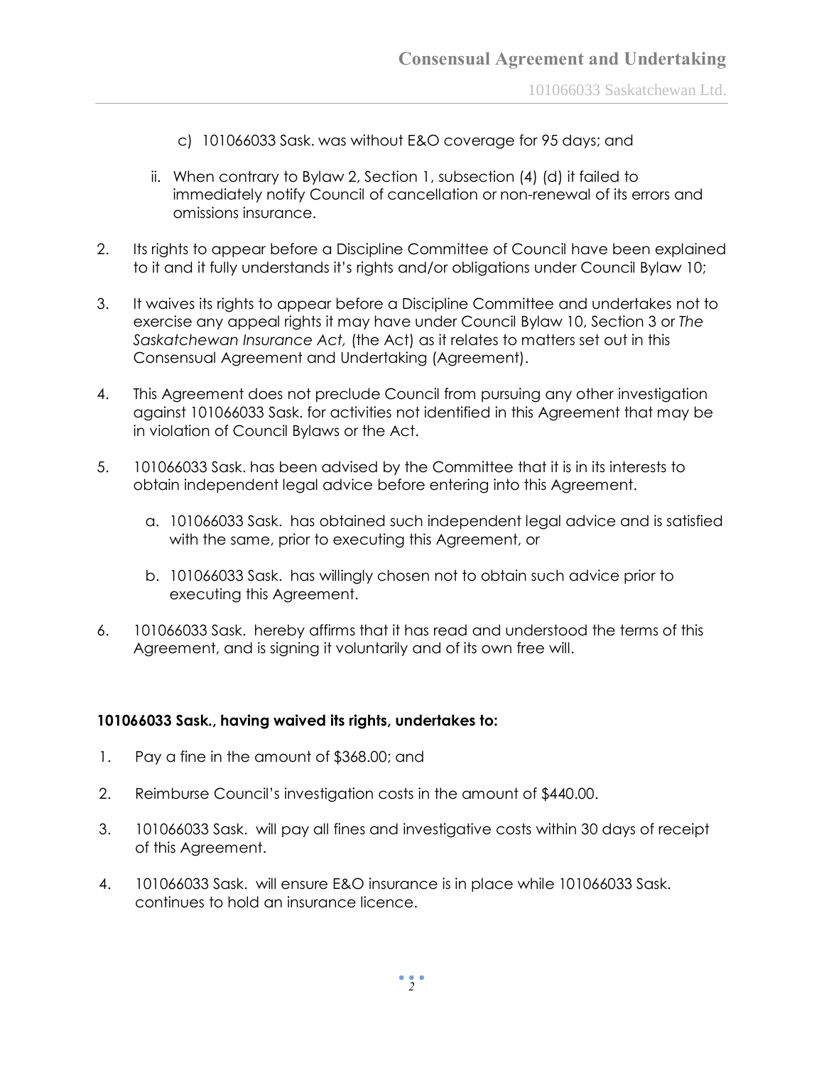c) 101066033 Sask. was without E&O coverage for 95 days; and

ii. When contrary to Bylaw 2, Section 1, subsection (4) (d) it failed to immediately notify Council of cancellation or non-renewal of its errors and omissions insurance.

2. Its rights to appear before a Discipline Committee of Council have been explained to it and it fully understands it's rights and/or obligations under Council Bylaw 10;

3. It waives its rights to appear before a Discipline Committee and undertakes not to exercise any appeal rights it may have under Council Bylaw 10, Section 3 or *The Saskatchewan Insurance Act,* (the Act) as it relates to matters set out in this Consensual Agreement and Undertaking (Agreement).

4. This Agreement does not preclude Council from pursuing any other investigation against 101066033 Sask. for activities not identified in this Agreement that may be in violation of Council Bylaws or the Act.

5. 101066033 Sask. has been advised by the Committee that it is in its interests to obtain independent legal advice before entering into this Agreement.

   a. 101066033 Sask. has obtained such independent legal advice and is satisfied with the same, prior to executing this Agreement, or

   b. 101066033 Sask. has willingly chosen not to obtain such advice prior to executing this Agreement.

6. 101066033 Sask. hereby affirms that it has read and understood the terms of this Agreement, and is signing it voluntarily and of its own free will.

**101066033 Sask., having waived its rights, undertakes to:**

1. Pay a fine in the amount of $368.00; and

2. Reimburse Council's investigation costs in the amount of $440.00.

3. 101066033 Sask. will pay all fines and investigative costs within 30 days of receipt of this Agreement.

4. 101066033 Sask. will ensure E&O insurance is in place while 101066033 Sask. continues to hold an insurance licence.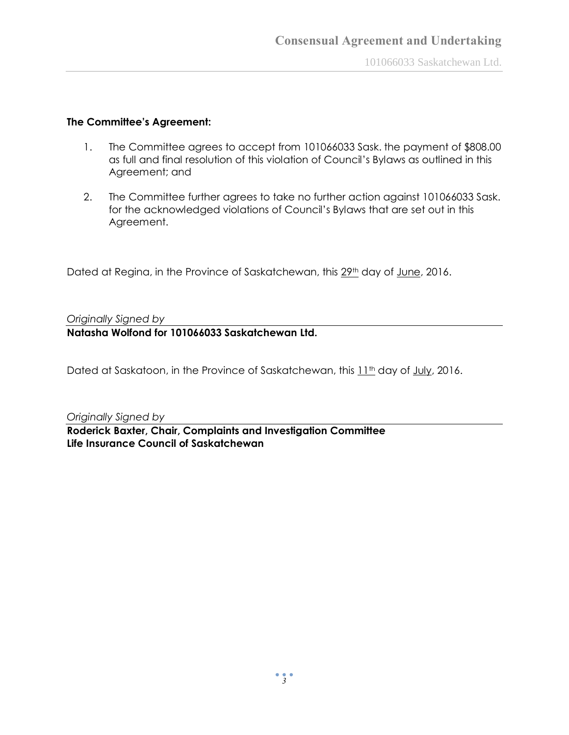**The Committee's Agreement:**

1. The Committee agrees to accept from 101066033 Sask. the payment of $808.00 as full and final resolution of this violation of Council's Bylaws as outlined in this Agreement; and

2. The Committee further agrees to take no further action against 101066033 Sask. for the acknowledged violations of Council's Bylaws that are set out in this Agreement.

Dated at Regina, in the Province of Saskatchewan, this 29th day of June, 2016.

*Originally Signed by*

**Natasha Wolfond for 101066033 Saskatchewan Ltd.**

Dated at Saskatoon, in the Province of Saskatchewan, this 11th day of July, 2016.

*Originally Signed by*

**Roderick Baxter, Chair, Complaints and Investigation Committee**
**Life Insurance Council of Saskatchewan**